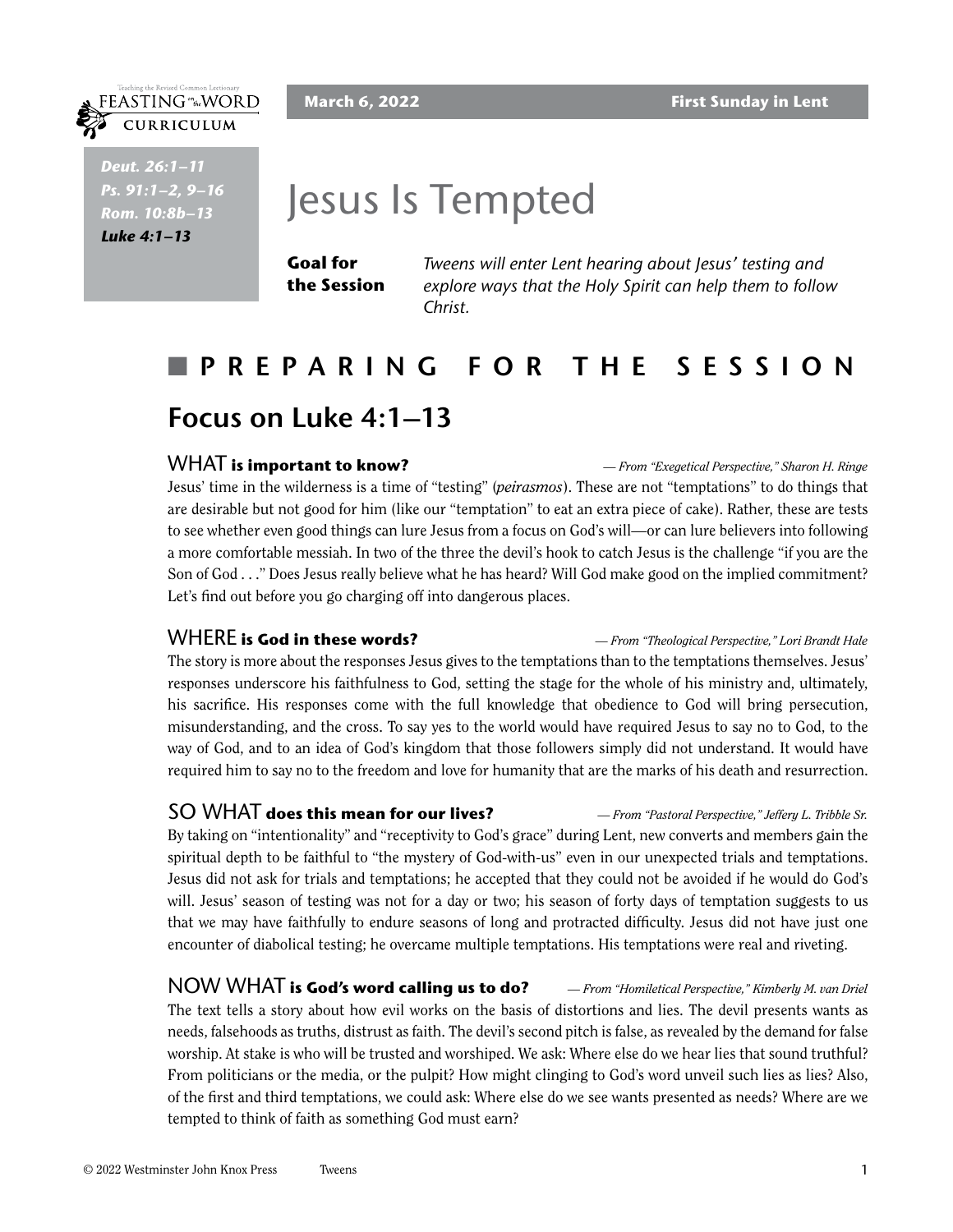Teaching the Revised Common Lectionary
FEASTING on the WORD
CURRICULUM

**March 6, 2022** **First Sunday in Lent**

*Deut. 26:1–11*
*Ps. 91:1–2, 9–16*
*Rom. 10:8b–13*
***Luke 4:1–13***

# Jesus Is Tempted

**Goal for the Session** *Tweens will enter Lent hearing about Jesus' testing and explore ways that the Holy Spirit can help them to follow Christ.*

## PREPARING FOR THE SESSION

## Focus on Luke 4:1–13

### WHAT is important to know?

*— From "Exegetical Perspective," Sharon H. Ringe*

Jesus' time in the wilderness is a time of "testing" (*peirasmos*). These are not "temptations" to do things that are desirable but not good for him (like our "temptation" to eat an extra piece of cake). Rather, these are tests to see whether even good things can lure Jesus from a focus on God's will—or can lure believers into following a more comfortable messiah. In two of the three the devil's hook to catch Jesus is the challenge "if you are the Son of God . . ." Does Jesus really believe what he has heard? Will God make good on the implied commitment? Let's find out before you go charging off into dangerous places.

### WHERE is God in these words?

*— From "Theological Perspective," Lori Brandt Hale*

The story is more about the responses Jesus gives to the temptations than to the temptations themselves. Jesus' responses underscore his faithfulness to God, setting the stage for the whole of his ministry and, ultimately, his sacrifice. His responses come with the full knowledge that obedience to God will bring persecution, misunderstanding, and the cross. To say yes to the world would have required Jesus to say no to God, to the way of God, and to an idea of God's kingdom that those followers simply did not understand. It would have required him to say no to the freedom and love for humanity that are the marks of his death and resurrection.

### SO WHAT does this mean for our lives?

*— From "Pastoral Perspective," Jeffery L. Tribble Sr.*

By taking on "intentionality" and "receptivity to God's grace" during Lent, new converts and members gain the spiritual depth to be faithful to "the mystery of God-with-us" even in our unexpected trials and temptations. Jesus did not ask for trials and temptations; he accepted that they could not be avoided if he would do God's will. Jesus' season of testing was not for a day or two; his season of forty days of temptation suggests to us that we may have faithfully to endure seasons of long and protracted difficulty. Jesus did not have just one encounter of diabolical testing; he overcame multiple temptations. His temptations were real and riveting.

### NOW WHAT is God's word calling us to do?

*— From "Homiletical Perspective," Kimberly M. van Driel*

The text tells a story about how evil works on the basis of distortions and lies. The devil presents wants as needs, falsehoods as truths, distrust as faith. The devil's second pitch is false, as revealed by the demand for false worship. At stake is who will be trusted and worshiped. We ask: Where else do we hear lies that sound truthful? From politicians or the media, or the pulpit? How might clinging to God's word unveil such lies as lies? Also, of the first and third temptations, we could ask: Where else do we see wants presented as needs? Where are we tempted to think of faith as something God must earn?

© 2022 Westminster John Knox Press Tweens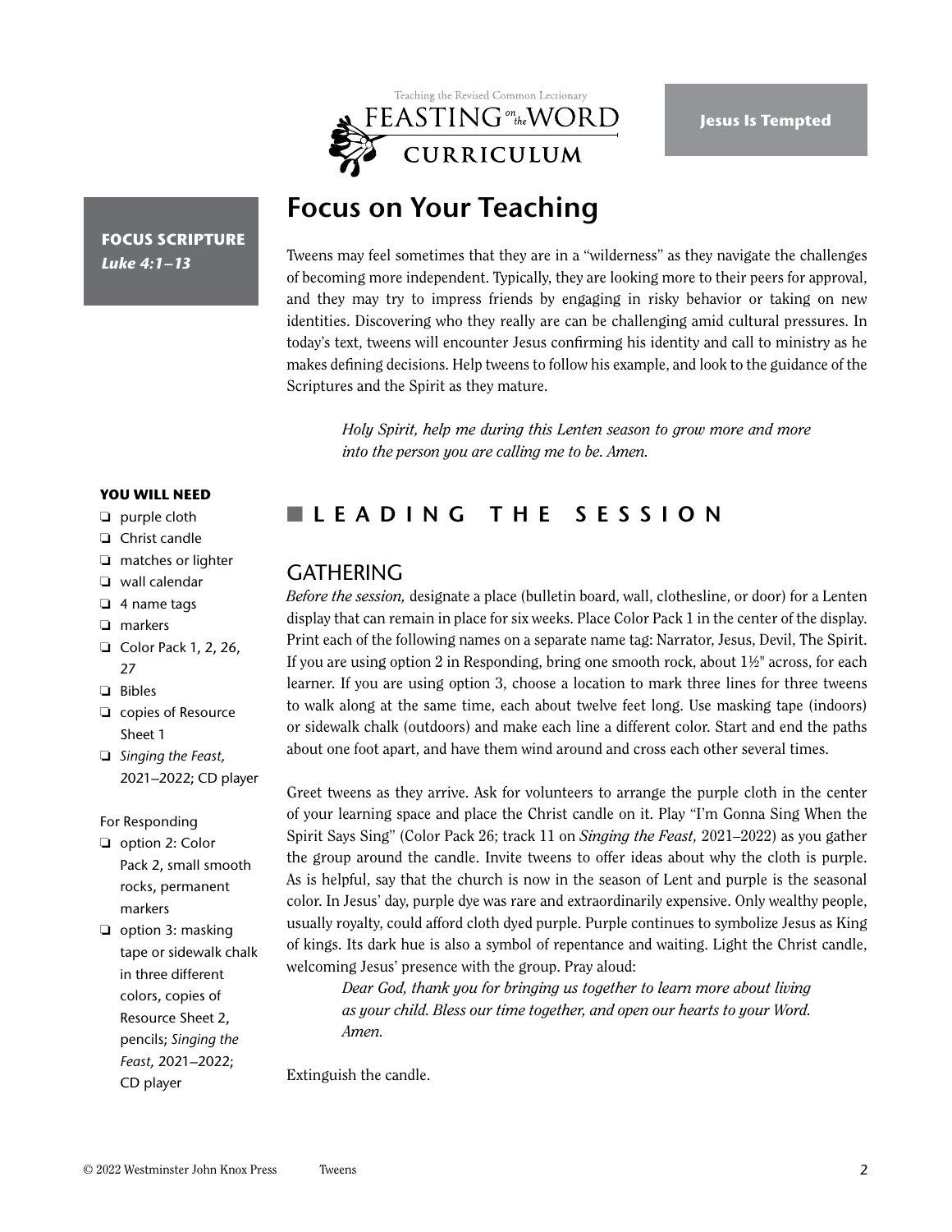Jesus Is Tempted

**FOCUS SCRIPTURE**
***Luke 4:1–13***

# Focus on Your Teaching

Tweens may feel sometimes that they are in a "wilderness" as they navigate the challenges of becoming more independent. Typically, they are looking more to their peers for approval, and they may try to impress friends by engaging in risky behavior or taking on new identities. Discovering who they really are can be challenging amid cultural pressures. In today's text, tweens will encounter Jesus confirming his identity and call to ministry as he makes defining decisions. Help tweens to follow his example, and look to the guidance of the Scriptures and the Spirit as they mature.

> *Holy Spirit, help me during this Lenten season to grow more and more into the person you are calling me to be. Amen.*

**YOU WILL NEED**

- purple cloth
- Christ candle
- matches or lighter
- wall calendar
- 4 name tags
- markers
- Color Pack 1, 2, 26, 27
- Bibles
- copies of Resource Sheet 1
- *Singing the Feast,* 2021–2022; CD player

For Responding

- option 2: Color Pack 2, small smooth rocks, permanent markers
- option 3: masking tape or sidewalk chalk in three different colors, copies of Resource Sheet 2, pencils; *Singing the Feast,* 2021–2022; CD player

## LEADING THE SESSION

### GATHERING

*Before the session,* designate a place (bulletin board, wall, clothesline, or door) for a Lenten display that can remain in place for six weeks. Place Color Pack 1 in the center of the display. Print each of the following names on a separate name tag: Narrator, Jesus, Devil, The Spirit. If you are using option 2 in Responding, bring one smooth rock, about 1½" across, for each learner. If you are using option 3, choose a location to mark three lines for three tweens to walk along at the same time, each about twelve feet long. Use masking tape (indoors) or sidewalk chalk (outdoors) and make each line a different color. Start and end the paths about one foot apart, and have them wind around and cross each other several times.

Greet tweens as they arrive. Ask for volunteers to arrange the purple cloth in the center of your learning space and place the Christ candle on it. Play "I'm Gonna Sing When the Spirit Says Sing" (Color Pack 26; track 11 on *Singing the Feast,* 2021–2022) as you gather the group around the candle. Invite tweens to offer ideas about why the cloth is purple. As is helpful, say that the church is now in the season of Lent and purple is the seasonal color. In Jesus' day, purple dye was rare and extraordinarily expensive. Only wealthy people, usually royalty, could afford cloth dyed purple. Purple continues to symbolize Jesus as King of kings. Its dark hue is also a symbol of repentance and waiting. Light the Christ candle, welcoming Jesus' presence with the group. Pray aloud:

> *Dear God, thank you for bringing us together to learn more about living as your child. Bless our time together, and open our hearts to your Word. Amen.*

Extinguish the candle.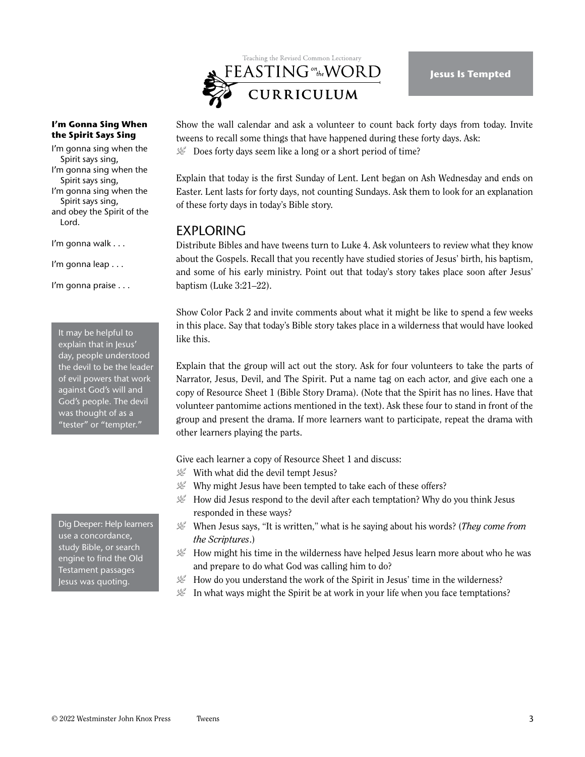**I'm Gonna Sing When the Spirit Says Sing**

I'm gonna sing when the Spirit says sing,
I'm gonna sing when the Spirit says sing,
I'm gonna sing when the Spirit says sing,
and obey the Spirit of the Lord.

I'm gonna walk . . .

I'm gonna leap . . .

I'm gonna praise . . .

Show the wall calendar and ask a volunteer to count back forty days from today. Invite tweens to recall some things that have happened during these forty days. Ask:

- Does forty days seem like a long or a short period of time?

Explain that today is the first Sunday of Lent. Lent began on Ash Wednesday and ends on Easter. Lent lasts for forty days, not counting Sundays. Ask them to look for an explanation of these forty days in today's Bible story.

## EXPLORING

Distribute Bibles and have tweens turn to Luke 4. Ask volunteers to review what they know about the Gospels. Recall that you recently have studied stories of Jesus' birth, his baptism, and some of his early ministry. Point out that today's story takes place soon after Jesus' baptism (Luke 3:21–22).

Show Color Pack 2 and invite comments about what it might be like to spend a few weeks in this place. Say that today's Bible story takes place in a wilderness that would have looked like this.

> It may be helpful to explain that in Jesus' day, people understood the devil to be the leader of evil powers that work against God's will and God's people. The devil was thought of as a "tester" or "tempter."

Explain that the group will act out the story. Ask for four volunteers to take the parts of Narrator, Jesus, Devil, and The Spirit. Put a name tag on each actor, and give each one a copy of Resource Sheet 1 (Bible Story Drama). (Note that the Spirit has no lines. Have that volunteer pantomime actions mentioned in the text). Ask these four to stand in front of the group and present the drama. If more learners want to participate, repeat the drama with other learners playing the parts.

Give each learner a copy of Resource Sheet 1 and discuss:

- With what did the devil tempt Jesus?
- Why might Jesus have been tempted to take each of these offers?
- How did Jesus respond to the devil after each temptation? Why do you think Jesus responded in these ways?
- When Jesus says, "It is written," what is he saying about his words? (*They come from the Scriptures*.)
- How might his time in the wilderness have helped Jesus learn more about who he was and prepare to do what God was calling him to do?
- How do you understand the work of the Spirit in Jesus' time in the wilderness?
- In what ways might the Spirit be at work in your life when you face temptations?

> Dig Deeper: Help learners use a concordance, study Bible, or search engine to find the Old Testament passages Jesus was quoting.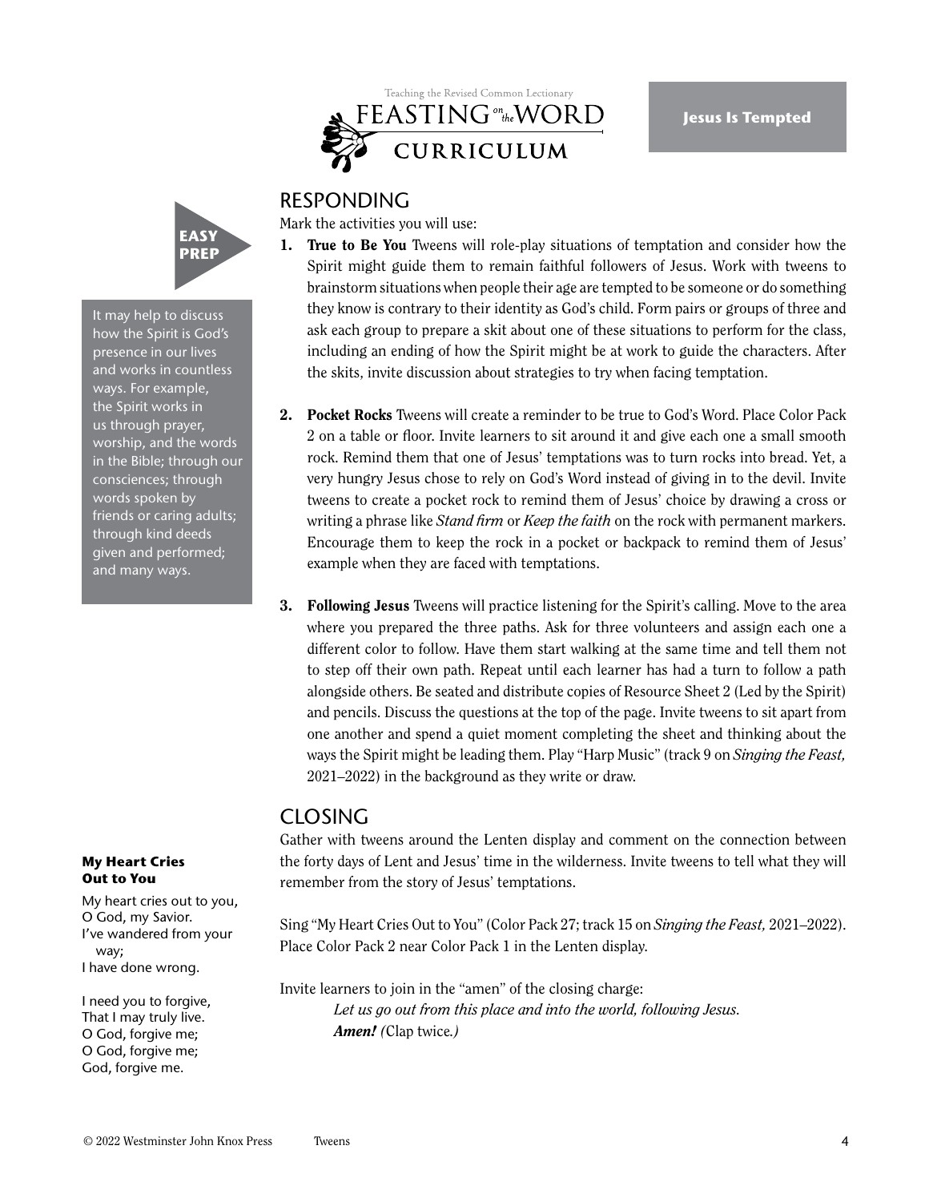## RESPONDING

Mark the activities you will use:

**EASY PREP**

It may help to discuss how the Spirit is God's presence in our lives and works in countless ways. For example, the Spirit works in us through prayer, worship, and the words in the Bible; through our consciences; through words spoken by friends or caring adults; through kind deeds given and performed; and many ways.

1. **True to Be You** Tweens will role-play situations of temptation and consider how the Spirit might guide them to remain faithful followers of Jesus. Work with tweens to brainstorm situations when people their age are tempted to be someone or do something they know is contrary to their identity as God's child. Form pairs or groups of three and ask each group to prepare a skit about one of these situations to perform for the class, including an ending of how the Spirit might be at work to guide the characters. After the skits, invite discussion about strategies to try when facing temptation.

2. **Pocket Rocks** Tweens will create a reminder to be true to God's Word. Place Color Pack 2 on a table or floor. Invite learners to sit around it and give each one a small smooth rock. Remind them that one of Jesus' temptations was to turn rocks into bread. Yet, a very hungry Jesus chose to rely on God's Word instead of giving in to the devil. Invite tweens to create a pocket rock to remind them of Jesus' choice by drawing a cross or writing a phrase like *Stand firm* or *Keep the faith* on the rock with permanent markers. Encourage them to keep the rock in a pocket or backpack to remind them of Jesus' example when they are faced with temptations.

3. **Following Jesus** Tweens will practice listening for the Spirit's calling. Move to the area where you prepared the three paths. Ask for three volunteers and assign each one a different color to follow. Have them start walking at the same time and tell them not to step off their own path. Repeat until each learner has had a turn to follow a path alongside others. Be seated and distribute copies of Resource Sheet 2 (Led by the Spirit) and pencils. Discuss the questions at the top of the page. Invite tweens to sit apart from one another and spend a quiet moment completing the sheet and thinking about the ways the Spirit might be leading them. Play "Harp Music" (track 9 on *Singing the Feast,* 2021–2022) in the background as they write or draw.

## CLOSING

Gather with tweens around the Lenten display and comment on the connection between the forty days of Lent and Jesus' time in the wilderness. Invite tweens to tell what they will remember from the story of Jesus' temptations.

Sing "My Heart Cries Out to You" (Color Pack 27; track 15 on *Singing the Feast,* 2021–2022). Place Color Pack 2 near Color Pack 1 in the Lenten display.

Invite learners to join in the "amen" of the closing charge:

> *Let us go out from this place and into the world, following Jesus.*
> ***Amen!*** *(*Clap twice.*)*

**My Heart Cries Out to You**

My heart cries out to you,
O God, my Savior.
I've wandered from your way;
I have done wrong.

I need you to forgive,
That I may truly live.
O God, forgive me;
O God, forgive me;
God, forgive me.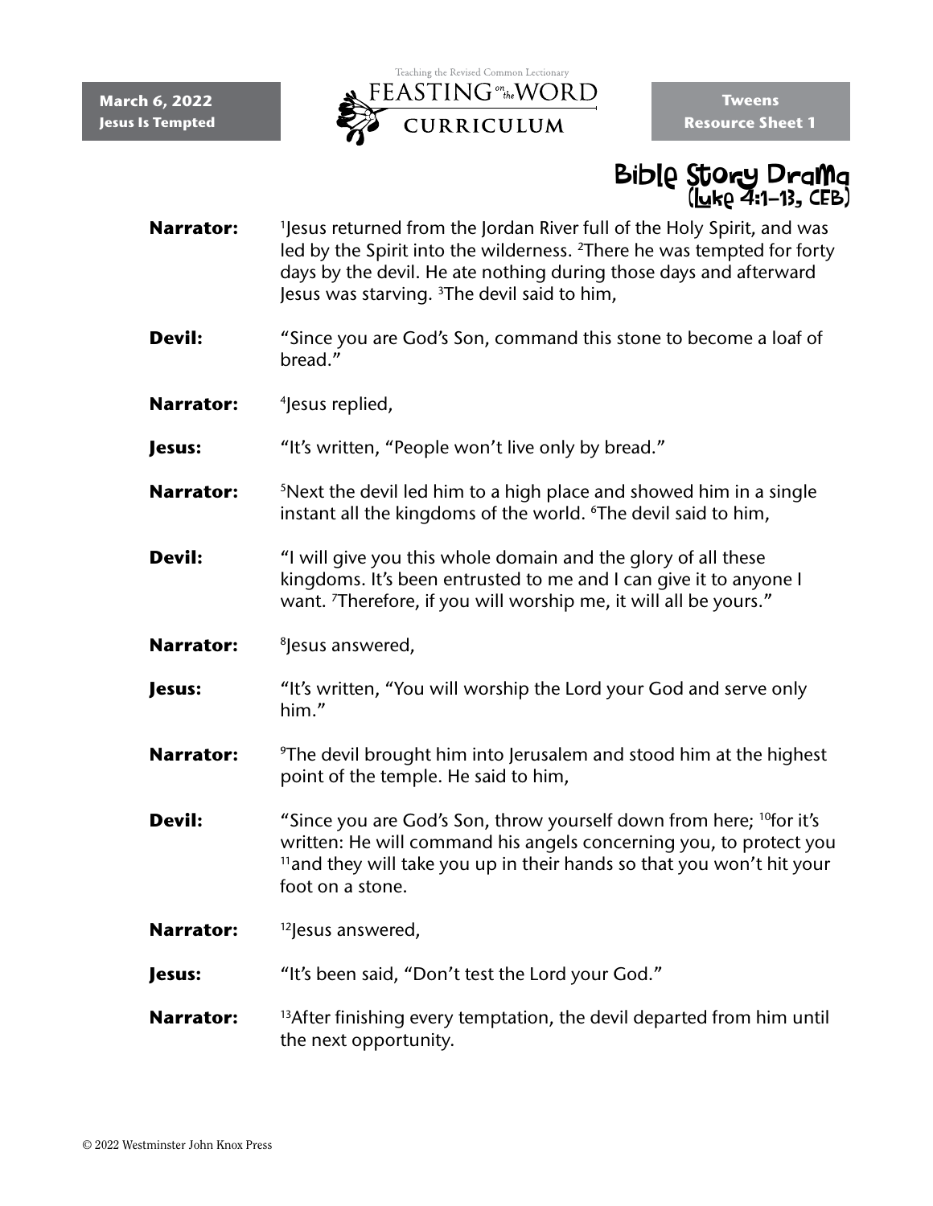March 6, 2022
**Jesus Is Tempted**

Teaching the Revised Common Lectionary
FEASTING on the WORD
CURRICULUM

**Tweens**
**Resource Sheet 1**

## Bible Story Drama
### (Luke 4:1–13, CEB)

**Narrator:** [1]Jesus returned from the Jordan River full of the Holy Spirit, and was led by the Spirit into the wilderness. [2]There he was tempted for forty days by the devil. He ate nothing during those days and afterward Jesus was starving. [3]The devil said to him,

**Devil:** "Since you are God's Son, command this stone to become a loaf of bread."

**Narrator:** [4]Jesus replied,

**Jesus:** "It's written, "People won't live only by bread."

**Narrator:** [5]Next the devil led him to a high place and showed him in a single instant all the kingdoms of the world. [6]The devil said to him,

**Devil:** "I will give you this whole domain and the glory of all these kingdoms. It's been entrusted to me and I can give it to anyone I want. [7]Therefore, if you will worship me, it will all be yours."

**Narrator:** [8]Jesus answered,

**Jesus:** "It's written, "You will worship the Lord your God and serve only him."

**Narrator:** [9]The devil brought him into Jerusalem and stood him at the highest point of the temple. He said to him,

**Devil:** "Since you are God's Son, throw yourself down from here; [10]for it's written: He will command his angels concerning you, to protect you [11]and they will take you up in their hands so that you won't hit your foot on a stone.

**Narrator:** [12]Jesus answered,

**Jesus:** "It's been said, "Don't test the Lord your God."

**Narrator:** [13]After finishing every temptation, the devil departed from him until the next opportunity.

© 2022 Westminster John Knox Press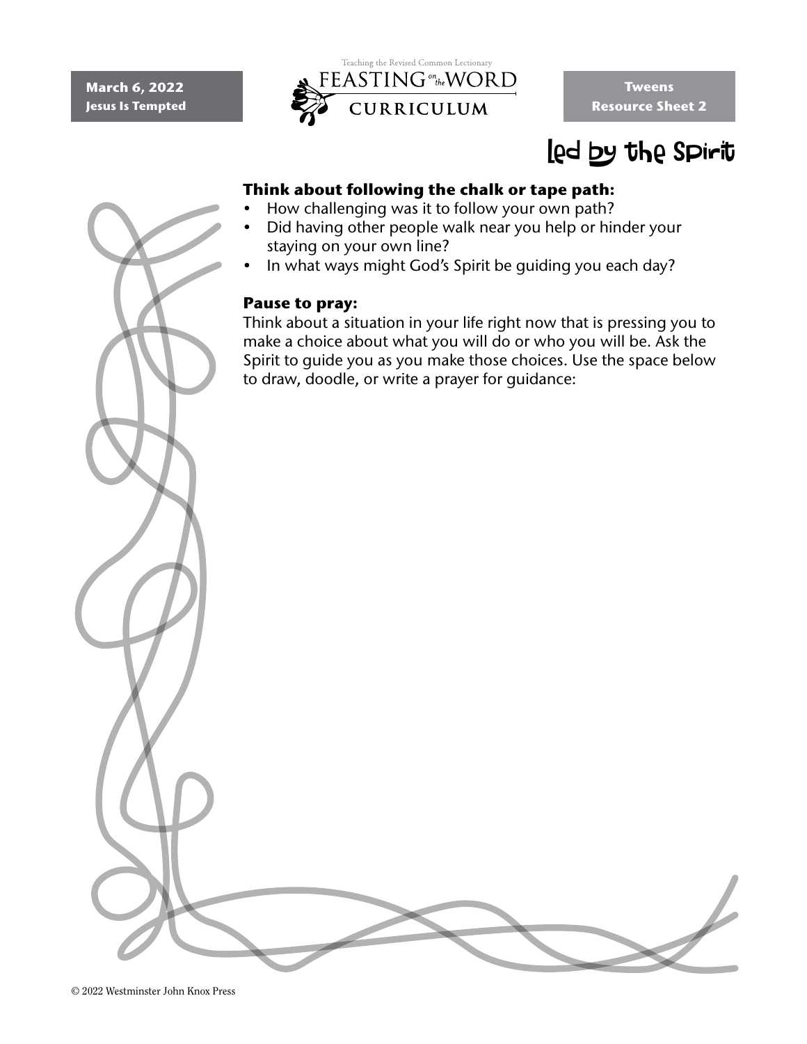March 6, 2022
Jesus Is Tempted

Teaching the Revised Common Lectionary
FEASTING on the WORD
CURRICULUM

Tweens
Resource Sheet 2

# Led by the Spirit

**Think about following the chalk or tape path:**

- How challenging was it to follow your own path?
- Did having other people walk near you help or hinder your staying on your own line?
- In what ways might God's Spirit be guiding you each day?

**Pause to pray:**

Think about a situation in your life right now that is pressing you to make a choice about what you will do or who you will be. Ask the Spirit to guide you as you make those choices. Use the space below to draw, doodle, or write a prayer for guidance:

© 2022 Westminster John Knox Press